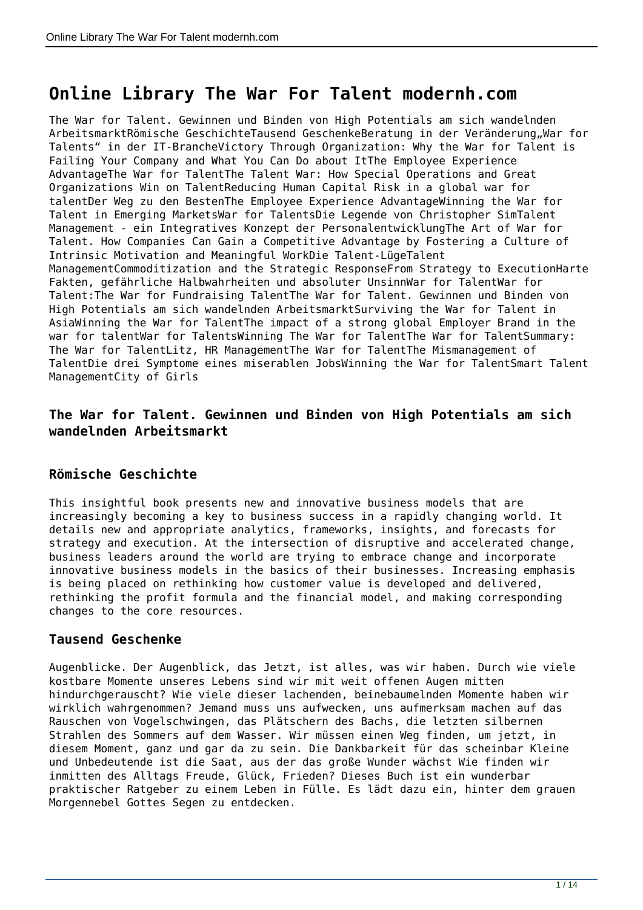# Online Library The War For Talent modernh.com

The War for Talent. Gewinnen und Binden von High Potentials am sich wandelnden ArbeitsmarktRömische GeschichteTausend GeschenkeBeratung in der Veränderung„War for Talents“ in der IT-BrancheVictory Through Organization: Why the War for Talent is Failing Your Company and What You Can Do about ItThe Employee Experience AdvantageThe War for TalentThe Talent War: How Special Operations and Great Organizations Win on TalentReducing Human Capital Risk in a global war for talentDer Weg zu den BestenThe Employee Experience AdvantageWinning the War for Talent in Emerging MarketsWar for TalentsDie Legende von Christopher SimTalent Management - ein Integratives Konzept der PersonalentwicklungThe Art of War for Talent. How Companies Can Gain a Competitive Advantage by Fostering a Culture of Intrinsic Motivation and Meaningful WorkDie Talent-LügeTalent ManagementCommoditization and the Strategic ResponseFrom Strategy to ExecutionHarte Fakten, gefährliche Halbwahrheiten und absoluter UnsinnWar for TalentWar for Talent:The War for Fundraising TalentThe War for Talent. Gewinnen und Binden von High Potentials am sich wandelnden ArbeitsmarktSurviving the War for Talent in AsiaWinning the War for TalentThe impact of a strong global Employer Brand in the war for talentWar for TalentsWinning The War for TalentThe War for TalentSummary: The War for TalentLitz, HR ManagementThe War for TalentThe Mismanagement of TalentDie drei Symptome eines miserablen JobsWinning the War for TalentSmart Talent ManagementCity of Girls

### The War for Talent. Gewinnen und Binden von High Potentials am sich wandelnden Arbeitsmarkt

### Römische Geschichte

This insightful book presents new and innovative business models that are increasingly becoming a key to business success in a rapidly changing world. It details new and appropriate analytics, frameworks, insights, and forecasts for strategy and execution. At the intersection of disruptive and accelerated change, business leaders around the world are trying to embrace change and incorporate innovative business models in the basics of their businesses. Increasing emphasis is being placed on rethinking how customer value is developed and delivered, rethinking the profit formula and the financial model, and making corresponding changes to the core resources.

### Tausend Geschenke

Augenblicke. Der Augenblick, das Jetzt, ist alles, was wir haben. Durch wie viele kostbare Momente unseres Lebens sind wir mit weit offenen Augen mitten hindurchgerauscht? Wie viele dieser lachenden, beinebaumelnden Momente haben wir wirklich wahrgenommen? Jemand muss uns aufwecken, uns aufmerksam machen auf das Rauschen von Vogelschwingen, das Plätschern des Bachs, die letzten silbernen Strahlen des Sommers auf dem Wasser. Wir müssen einen Weg finden, um jetzt, in diesem Moment, ganz und gar da zu sein. Die Dankbarkeit für das scheinbar Kleine und Unbedeutende ist die Saat, aus der das große Wunder wächst Wie finden wir inmitten des Alltags Freude, Glück, Frieden? Dieses Buch ist ein wunderbar praktischer Ratgeber zu einem Leben in Fülle. Es lädt dazu ein, hinter dem grauen Morgennebel Gottes Segen zu entdecken.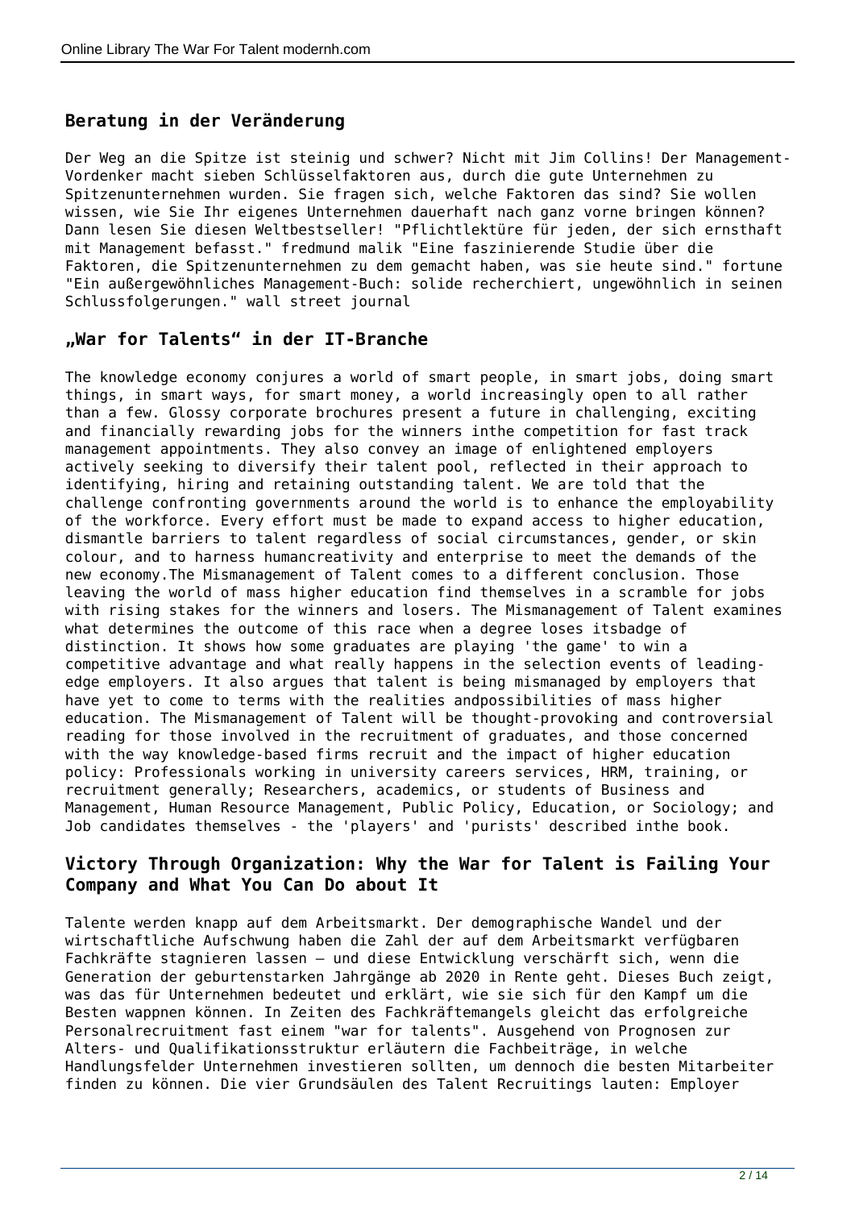## Beratung in der Veränderung

Der Weg an die Spitze ist steinig und schwer? Nicht mit Jim Collins! Der Management-Vordenker macht sieben Schlüsselfaktoren aus, durch die gute Unternehmen zu Spitzenunternehmen wurden. Sie fragen sich, welche Faktoren das sind? Sie wollen wissen, wie Sie Ihr eigenes Unternehmen dauerhaft nach ganz vorne bringen können? Dann lesen Sie diesen Weltbestseller! "Pflichtlektüre für jeden, der sich ernsthaft mit Management befasst." fredmund malik "Eine faszinierende Studie über die Faktoren, die Spitzenunternehmen zu dem gemacht haben, was sie heute sind." fortune "Ein außergewöhnliches Management-Buch: solide recherchiert, ungewöhnlich in seinen Schlussfolgerungen." wall street journal

## „War for Talents" in der IT-Branche

The knowledge economy conjures a world of smart people, in smart jobs, doing smart things, in smart ways, for smart money, a world increasingly open to all rather than a few. Glossy corporate brochures present a future in challenging, exciting and financially rewarding jobs for the winners inthe competition for fast track management appointments. They also convey an image of enlightened employers actively seeking to diversify their talent pool, reflected in their approach to identifying, hiring and retaining outstanding talent. We are told that the challenge confronting governments around the world is to enhance the employability of the workforce. Every effort must be made to expand access to higher education, dismantle barriers to talent regardless of social circumstances, gender, or skin colour, and to harness humancreativity and enterprise to meet the demands of the new economy.The Mismanagement of Talent comes to a different conclusion. Those leaving the world of mass higher education find themselves in a scramble for jobs with rising stakes for the winners and losers. The Mismanagement of Talent examines what determines the outcome of this race when a degree loses itsbadge of distinction. It shows how some graduates are playing 'the game' to win a competitive advantage and what really happens in the selection events of leading-edge employers. It also argues that talent is being mismanaged by employers that have yet to come to terms with the realities andpossibilities of mass higher education. The Mismanagement of Talent will be thought-provoking and controversial reading for those involved in the recruitment of graduates, and those concerned with the way knowledge-based firms recruit and the impact of higher education policy: Professionals working in university careers services, HRM, training, or recruitment generally; Researchers, academics, or students of Business and Management, Human Resource Management, Public Policy, Education, or Sociology; and Job candidates themselves - the 'players' and 'purists' described inthe book.

## Victory Through Organization: Why the War for Talent is Failing Your Company and What You Can Do about It

Talente werden knapp auf dem Arbeitsmarkt. Der demographische Wandel und der wirtschaftliche Aufschwung haben die Zahl der auf dem Arbeitsmarkt verfügbaren Fachkräfte stagnieren lassen – und diese Entwicklung verschärft sich, wenn die Generation der geburtenstarken Jahrgänge ab 2020 in Rente geht. Dieses Buch zeigt, was das für Unternehmen bedeutet und erklärt, wie sie sich für den Kampf um die Besten wappnen können. In Zeiten des Fachkräftemangels gleicht das erfolgreiche Personalrecruitment fast einem "war for talents". Ausgehend von Prognosen zur Alters- und Qualifikationsstruktur erläutern die Fachbeiträge, in welche Handlungsfelder Unternehmen investieren sollten, um dennoch die besten Mitarbeiter finden zu können. Die vier Grundsäulen des Talent Recruitings lauten: Employer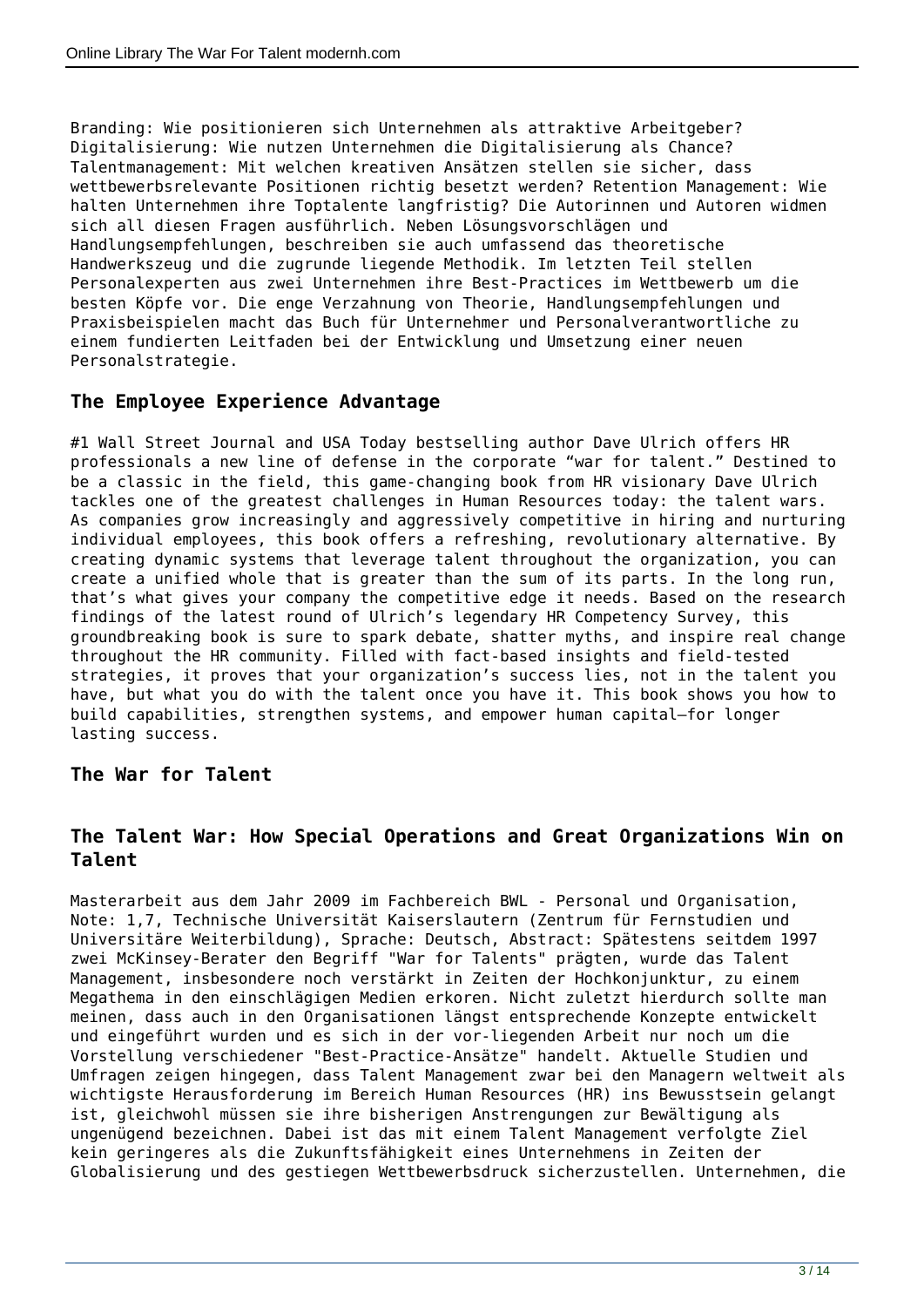Branding: Wie positionieren sich Unternehmen als attraktive Arbeitgeber? Digitalisierung: Wie nutzen Unternehmen die Digitalisierung als Chance? Talentmanagement: Mit welchen kreativen Ansätzen stellen sie sicher, dass wettbewerbsrelevante Positionen richtig besetzt werden? Retention Management: Wie halten Unternehmen ihre Toptalente langfristig? Die Autorinnen und Autoren widmen sich all diesen Fragen ausführlich. Neben Lösungsvorschlägen und Handlungsempfehlungen, beschreiben sie auch umfassend das theoretische Handwerkszeug und die zugrunde liegende Methodik. Im letzten Teil stellen Personalexperten aus zwei Unternehmen ihre Best-Practices im Wettbewerb um die besten Köpfe vor. Die enge Verzahnung von Theorie, Handlungsempfehlungen und Praxisbeispielen macht das Buch für Unternehmer und Personalverantwortliche zu einem fundierten Leitfaden bei der Entwicklung und Umsetzung einer neuen Personalstrategie.

## The Employee Experience Advantage

#1 Wall Street Journal and USA Today bestselling author Dave Ulrich offers HR professionals a new line of defense in the corporate "war for talent." Destined to be a classic in the field, this game-changing book from HR visionary Dave Ulrich tackles one of the greatest challenges in Human Resources today: the talent wars. As companies grow increasingly and aggressively competitive in hiring and nurturing individual employees, this book offers a refreshing, revolutionary alternative. By creating dynamic systems that leverage talent throughout the organization, you can create a unified whole that is greater than the sum of its parts. In the long run, that's what gives your company the competitive edge it needs. Based on the research findings of the latest round of Ulrich's legendary HR Competency Survey, this groundbreaking book is sure to spark debate, shatter myths, and inspire real change throughout the HR community. Filled with fact-based insights and field-tested strategies, it proves that your organization's success lies, not in the talent you have, but what you do with the talent once you have it. This book shows you how to build capabilities, strengthen systems, and empower human capital—for longer lasting success.

## The War for Talent

## The Talent War: How Special Operations and Great Organizations Win on Talent

Masterarbeit aus dem Jahr 2009 im Fachbereich BWL - Personal und Organisation, Note: 1,7, Technische Universität Kaiserslautern (Zentrum für Fernstudien und Universitäre Weiterbildung), Sprache: Deutsch, Abstract: Spätestens seitdem 1997 zwei McKinsey-Berater den Begriff "War for Talents" prägten, wurde das Talent Management, insbesondere noch verstärkt in Zeiten der Hochkonjunktur, zu einem Megathema in den einschlägigen Medien erkoren. Nicht zuletzt hierdurch sollte man meinen, dass auch in den Organisationen längst entsprechende Konzepte entwickelt und eingeführt wurden und es sich in der vor-liegenden Arbeit nur noch um die Vorstellung verschiedener "Best-Practice-Ansätze" handelt. Aktuelle Studien und Umfragen zeigen hingegen, dass Talent Management zwar bei den Managern weltweit als wichtigste Herausforderung im Bereich Human Resources (HR) ins Bewusstsein gelangt ist, gleichwohl müssen sie ihre bisherigen Anstrengungen zur Bewältigung als ungenügend bezeichnen. Dabei ist das mit einem Talent Management verfolgte Ziel kein geringeres als die Zukunftsfähigkeit eines Unternehmens in Zeiten der Globalisierung und des gestiegen Wettbewerbsdruck sicherzustellen. Unternehmen, die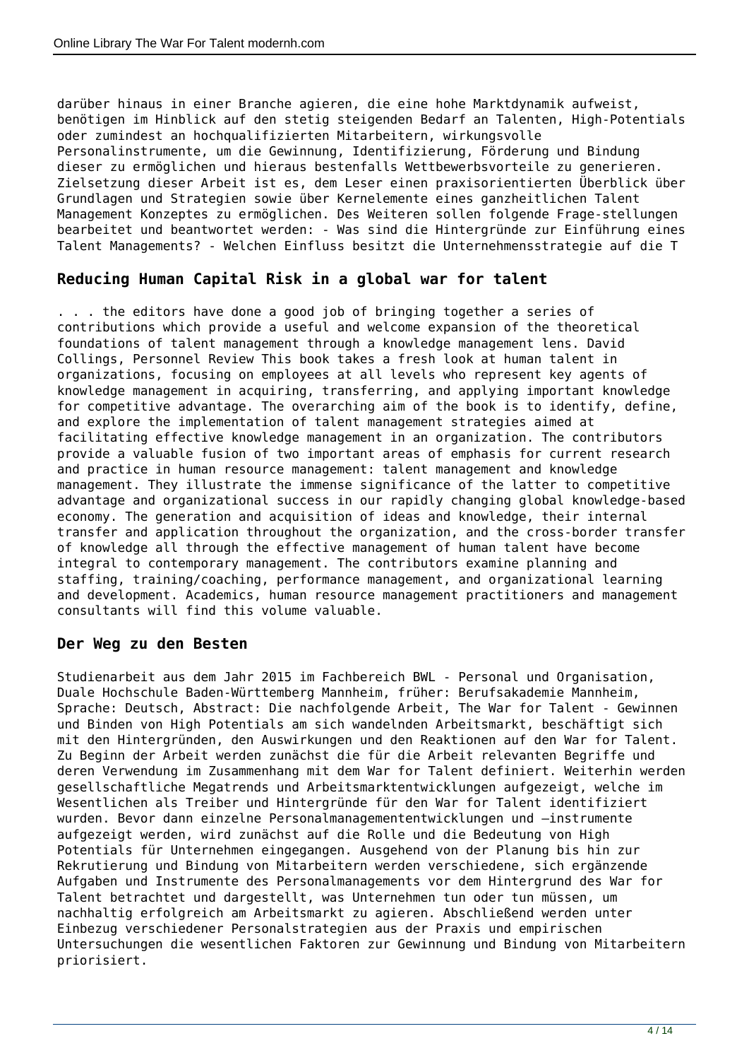darüber hinaus in einer Branche agieren, die eine hohe Marktdynamik aufweist, benötigen im Hinblick auf den stetig steigenden Bedarf an Talenten, High-Potentials oder zumindest an hochqualifizierten Mitarbeitern, wirkungsvolle Personalinstrumente, um die Gewinnung, Identifizierung, Förderung und Bindung dieser zu ermöglichen und hieraus bestenfalls Wettbewerbsvorteile zu generieren. Zielsetzung dieser Arbeit ist es, dem Leser einen praxisorientierten Überblick über Grundlagen und Strategien sowie über Kernelemente eines ganzheitlichen Talent Management Konzeptes zu ermöglichen. Des Weiteren sollen folgende Frage-stellungen bearbeitet und beantwortet werden: - Was sind die Hintergründe zur Einführung eines Talent Managements? - Welchen Einfluss besitzt die Unternehmensstrategie auf die T

## Reducing Human Capital Risk in a global war for talent

. . . the editors have done a good job of bringing together a series of contributions which provide a useful and welcome expansion of the theoretical foundations of talent management through a knowledge management lens. David Collings, Personnel Review This book takes a fresh look at human talent in organizations, focusing on employees at all levels who represent key agents of knowledge management in acquiring, transferring, and applying important knowledge for competitive advantage. The overarching aim of the book is to identify, define, and explore the implementation of talent management strategies aimed at facilitating effective knowledge management in an organization. The contributors provide a valuable fusion of two important areas of emphasis for current research and practice in human resource management: talent management and knowledge management. They illustrate the immense significance of the latter to competitive advantage and organizational success in our rapidly changing global knowledge-based economy. The generation and acquisition of ideas and knowledge, their internal transfer and application throughout the organization, and the cross-border transfer of knowledge all through the effective management of human talent have become integral to contemporary management. The contributors examine planning and staffing, training/coaching, performance management, and organizational learning and development. Academics, human resource management practitioners and management consultants will find this volume valuable.

## Der Weg zu den Besten

Studienarbeit aus dem Jahr 2015 im Fachbereich BWL - Personal und Organisation, Duale Hochschule Baden-Württemberg Mannheim, früher: Berufsakademie Mannheim, Sprache: Deutsch, Abstract: Die nachfolgende Arbeit, The War for Talent - Gewinnen und Binden von High Potentials am sich wandelnden Arbeitsmarkt, beschäftigt sich mit den Hintergründen, den Auswirkungen und den Reaktionen auf den War for Talent. Zu Beginn der Arbeit werden zunächst die für die Arbeit relevanten Begriffe und deren Verwendung im Zusammenhang mit dem War for Talent definiert. Weiterhin werden gesellschaftliche Megatrends und Arbeitsmarktentwicklungen aufgezeigt, welche im Wesentlichen als Treiber und Hintergründe für den War for Talent identifiziert wurden. Bevor dann einzelne Personalmanagemententwicklungen und –instrumente aufgezeigt werden, wird zunächst auf die Rolle und die Bedeutung von High Potentials für Unternehmen eingegangen. Ausgehend von der Planung bis hin zur Rekrutierung und Bindung von Mitarbeitern werden verschiedene, sich ergänzende Aufgaben und Instrumente des Personalmanagements vor dem Hintergrund des War for Talent betrachtet und dargestellt, was Unternehmen tun oder tun müssen, um nachhaltig erfolgreich am Arbeitsmarkt zu agieren. Abschließend werden unter Einbezug verschiedener Personalstrategien aus der Praxis und empirischen Untersuchungen die wesentlichen Faktoren zur Gewinnung und Bindung von Mitarbeitern priorisiert.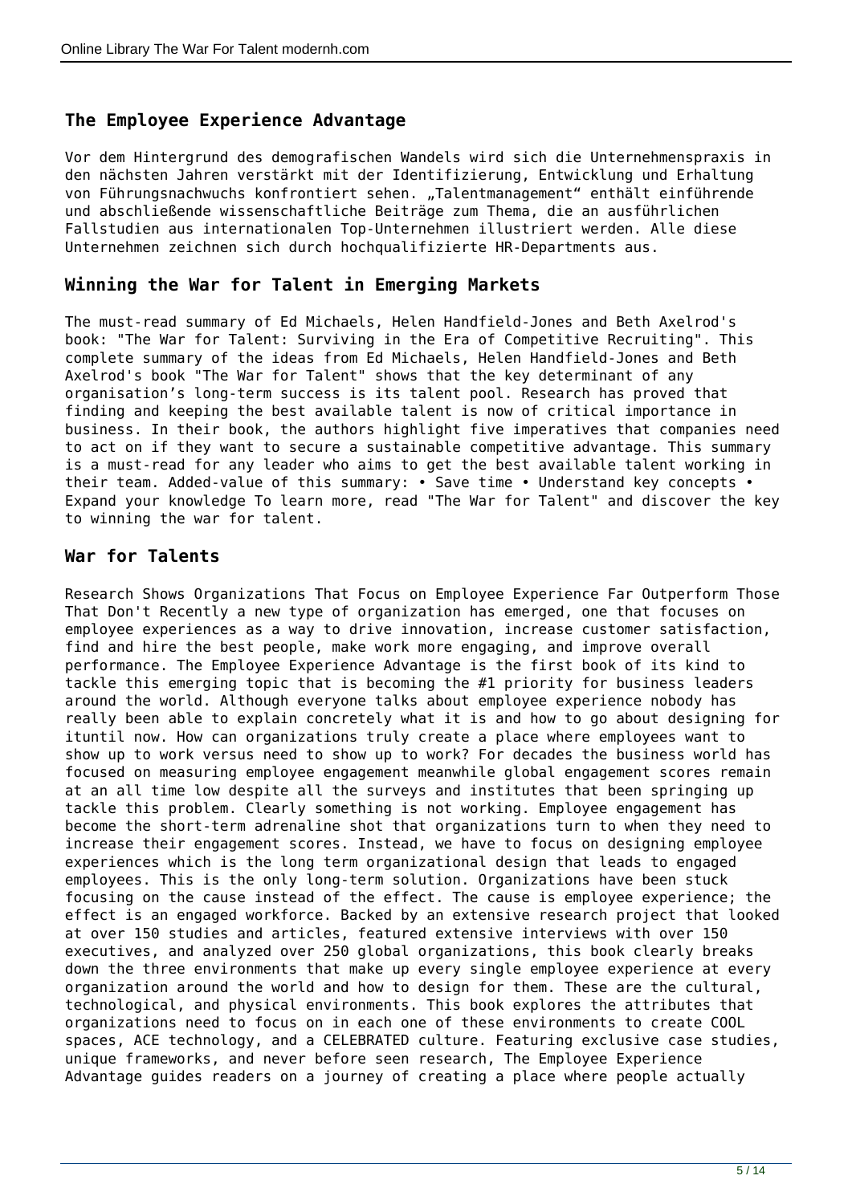## The Employee Experience Advantage

Vor dem Hintergrund des demografischen Wandels wird sich die Unternehmenspraxis in den nächsten Jahren verstärkt mit der Identifizierung, Entwicklung und Erhaltung von Führungsnachwuchs konfrontiert sehen. „Talentmanagement" enthält einführende und abschließende wissenschaftliche Beiträge zum Thema, die an ausführlichen Fallstudien aus internationalen Top-Unternehmen illustriert werden. Alle diese Unternehmen zeichnen sich durch hochqualifizierte HR-Departments aus.

## Winning the War for Talent in Emerging Markets

The must-read summary of Ed Michaels, Helen Handfield-Jones and Beth Axelrod's book: "The War for Talent: Surviving in the Era of Competitive Recruiting". This complete summary of the ideas from Ed Michaels, Helen Handfield-Jones and Beth Axelrod's book "The War for Talent" shows that the key determinant of any organisation’s long-term success is its talent pool. Research has proved that finding and keeping the best available talent is now of critical importance in business. In their book, the authors highlight five imperatives that companies need to act on if they want to secure a sustainable competitive advantage. This summary is a must-read for any leader who aims to get the best available talent working in their team. Added-value of this summary: • Save time • Understand key concepts • Expand your knowledge To learn more, read "The War for Talent" and discover the key to winning the war for talent.

## War for Talents

Research Shows Organizations That Focus on Employee Experience Far Outperform Those That Don't Recently a new type of organization has emerged, one that focuses on employee experiences as a way to drive innovation, increase customer satisfaction, find and hire the best people, make work more engaging, and improve overall performance. The Employee Experience Advantage is the first book of its kind to tackle this emerging topic that is becoming the #1 priority for business leaders around the world. Although everyone talks about employee experience nobody has really been able to explain concretely what it is and how to go about designing for ituntil now. How can organizations truly create a place where employees want to show up to work versus need to show up to work? For decades the business world has focused on measuring employee engagement meanwhile global engagement scores remain at an all time low despite all the surveys and institutes that been springing up tackle this problem. Clearly something is not working. Employee engagement has become the short-term adrenaline shot that organizations turn to when they need to increase their engagement scores. Instead, we have to focus on designing employee experiences which is the long term organizational design that leads to engaged employees. This is the only long-term solution. Organizations have been stuck focusing on the cause instead of the effect. The cause is employee experience; the effect is an engaged workforce. Backed by an extensive research project that looked at over 150 studies and articles, featured extensive interviews with over 150 executives, and analyzed over 250 global organizations, this book clearly breaks down the three environments that make up every single employee experience at every organization around the world and how to design for them. These are the cultural, technological, and physical environments. This book explores the attributes that organizations need to focus on in each one of these environments to create COOL spaces, ACE technology, and a CELEBRATED culture. Featuring exclusive case studies, unique frameworks, and never before seen research, The Employee Experience Advantage guides readers on a journey of creating a place where people actually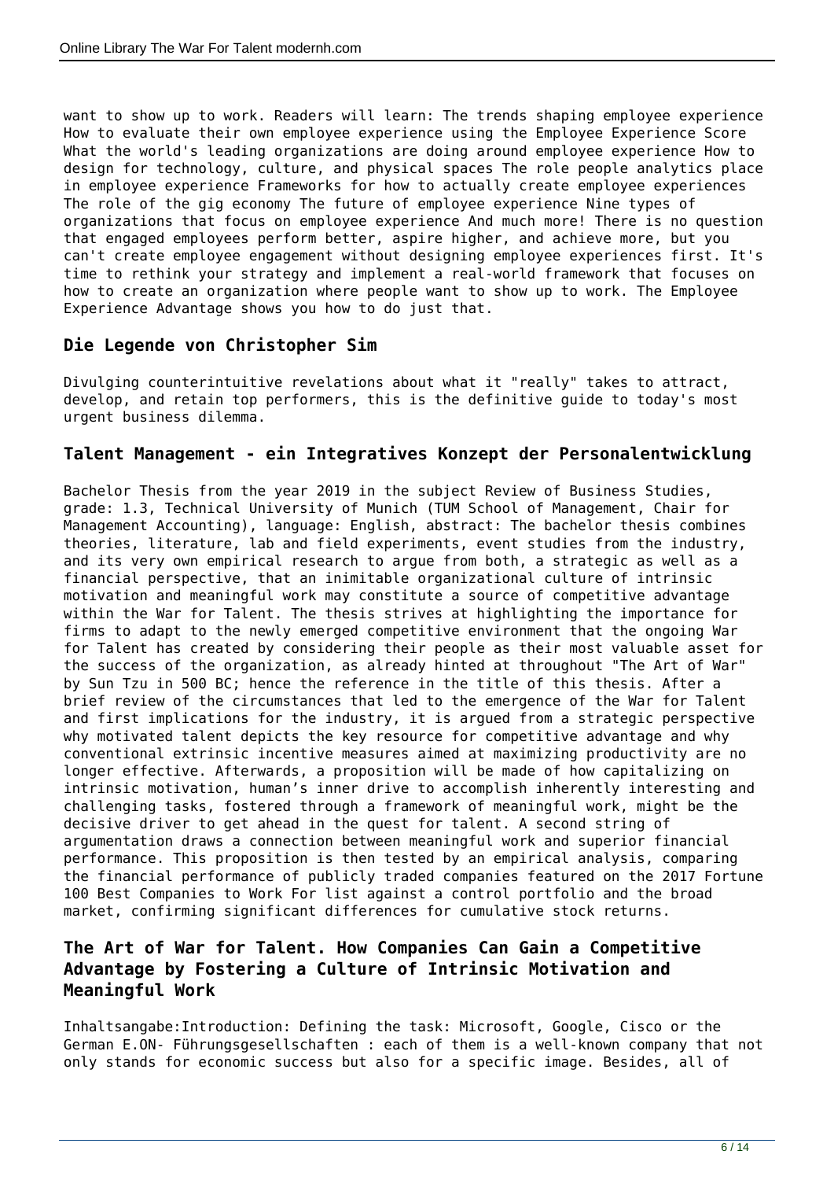want to show up to work. Readers will learn: The trends shaping employee experience How to evaluate their own employee experience using the Employee Experience Score What the world's leading organizations are doing around employee experience How to design for technology, culture, and physical spaces The role people analytics place in employee experience Frameworks for how to actually create employee experiences The role of the gig economy The future of employee experience Nine types of organizations that focus on employee experience And much more! There is no question that engaged employees perform better, aspire higher, and achieve more, but you can't create employee engagement without designing employee experiences first. It's time to rethink your strategy and implement a real-world framework that focuses on how to create an organization where people want to show up to work. The Employee Experience Advantage shows you how to do just that.

## Die Legende von Christopher Sim

Divulging counterintuitive revelations about what it "really" takes to attract, develop, and retain top performers, this is the definitive guide to today's most urgent business dilemma.

## Talent Management - ein Integratives Konzept der Personalentwicklung

Bachelor Thesis from the year 2019 in the subject Review of Business Studies, grade: 1.3, Technical University of Munich (TUM School of Management, Chair for Management Accounting), language: English, abstract: The bachelor thesis combines theories, literature, lab and field experiments, event studies from the industry, and its very own empirical research to argue from both, a strategic as well as a financial perspective, that an inimitable organizational culture of intrinsic motivation and meaningful work may constitute a source of competitive advantage within the War for Talent. The thesis strives at highlighting the importance for firms to adapt to the newly emerged competitive environment that the ongoing War for Talent has created by considering their people as their most valuable asset for the success of the organization, as already hinted at throughout "The Art of War" by Sun Tzu in 500 BC; hence the reference in the title of this thesis. After a brief review of the circumstances that led to the emergence of the War for Talent and first implications for the industry, it is argued from a strategic perspective why motivated talent depicts the key resource for competitive advantage and why conventional extrinsic incentive measures aimed at maximizing productivity are no longer effective. Afterwards, a proposition will be made of how capitalizing on intrinsic motivation, human’s inner drive to accomplish inherently interesting and challenging tasks, fostered through a framework of meaningful work, might be the decisive driver to get ahead in the quest for talent. A second string of argumentation draws a connection between meaningful work and superior financial performance. This proposition is then tested by an empirical analysis, comparing the financial performance of publicly traded companies featured on the 2017 Fortune 100 Best Companies to Work For list against a control portfolio and the broad market, confirming significant differences for cumulative stock returns.

## The Art of War for Talent. How Companies Can Gain a Competitive Advantage by Fostering a Culture of Intrinsic Motivation and Meaningful Work

Inhaltsangabe:Introduction: Defining the task: Microsoft, Google, Cisco or the German E.ON- Führungsgesellschaften : each of them is a well-known company that not only stands for economic success but also for a specific image. Besides, all of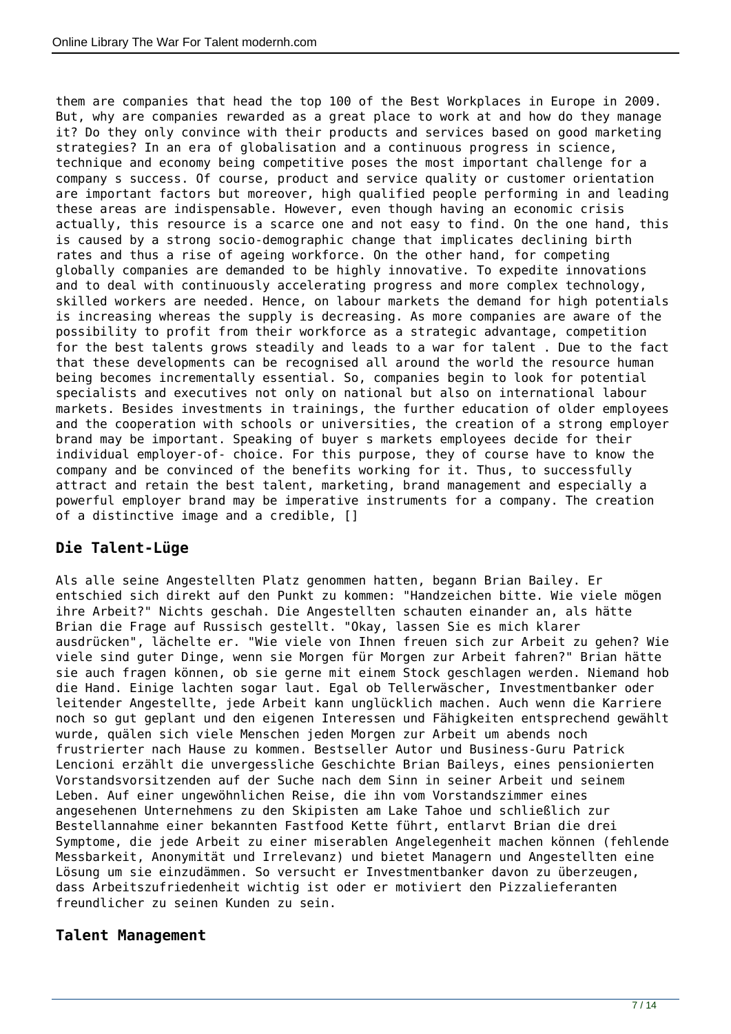them are companies that head the top 100 of the Best Workplaces in Europe in 2009. But, why are companies rewarded as a great place to work at and how do they manage it? Do they only convince with their products and services based on good marketing strategies? In an era of globalisation and a continuous progress in science, technique and economy being competitive poses the most important challenge for a company s success. Of course, product and service quality or customer orientation are important factors but moreover, high qualified people performing in and leading these areas are indispensable. However, even though having an economic crisis actually, this resource is a scarce one and not easy to find. On the one hand, this is caused by a strong socio-demographic change that implicates declining birth rates and thus a rise of ageing workforce. On the other hand, for competing globally companies are demanded to be highly innovative. To expedite innovations and to deal with continuously accelerating progress and more complex technology, skilled workers are needed. Hence, on labour markets the demand for high potentials is increasing whereas the supply is decreasing. As more companies are aware of the possibility to profit from their workforce as a strategic advantage, competition for the best talents grows steadily and leads to a war for talent . Due to the fact that these developments can be recognised all around the world the resource human being becomes incrementally essential. So, companies begin to look for potential specialists and executives not only on national but also on international labour markets. Besides investments in trainings, the further education of older employees and the cooperation with schools or universities, the creation of a strong employer brand may be important. Speaking of buyer s markets employees decide for their individual employer-of- choice. For this purpose, they of course have to know the company and be convinced of the benefits working for it. Thus, to successfully attract and retain the best talent, marketing, brand management and especially a powerful employer brand may be imperative instruments for a company. The creation of a distinctive image and a credible, []

## Die Talent-Lüge

Als alle seine Angestellten Platz genommen hatten, begann Brian Bailey. Er entschied sich direkt auf den Punkt zu kommen: "Handzeichen bitte. Wie viele mögen ihre Arbeit?" Nichts geschah. Die Angestellten schauten einander an, als hätte Brian die Frage auf Russisch gestellt. "Okay, lassen Sie es mich klarer ausdrücken", lächelte er. "Wie viele von Ihnen freuen sich zur Arbeit zu gehen? Wie viele sind guter Dinge, wenn sie Morgen für Morgen zur Arbeit fahren?" Brian hätte sie auch fragen können, ob sie gerne mit einem Stock geschlagen werden. Niemand hob die Hand. Einige lachten sogar laut. Egal ob Tellerwäscher, Investmentbanker oder leitender Angestellte, jede Arbeit kann unglücklich machen. Auch wenn die Karriere noch so gut geplant und den eigenen Interessen und Fähigkeiten entsprechend gewählt wurde, quälen sich viele Menschen jeden Morgen zur Arbeit um abends noch frustrierter nach Hause zu kommen. Bestseller Autor und Business-Guru Patrick Lencioni erzählt die unvergessliche Geschichte Brian Baileys, eines pensionierten Vorstandsvorsitzenden auf der Suche nach dem Sinn in seiner Arbeit und seinem Leben. Auf einer ungewöhnlichen Reise, die ihn vom Vorstandszimmer eines angesehenen Unternehmens zu den Skipisten am Lake Tahoe und schließlich zur Bestellannahme einer bekannten Fastfood Kette führt, entlarvt Brian die drei Symptome, die jede Arbeit zu einer miserablen Angelegenheit machen können (fehlende Messbarkeit, Anonymität und Irrelevanz) und bietet Managern und Angestellten eine Lösung um sie einzudämmen. So versucht er Investmentbanker davon zu überzeugen, dass Arbeitszufriedenheit wichtig ist oder er motiviert den Pizzalieferanten freundlicher zu seinen Kunden zu sein.

## Talent Management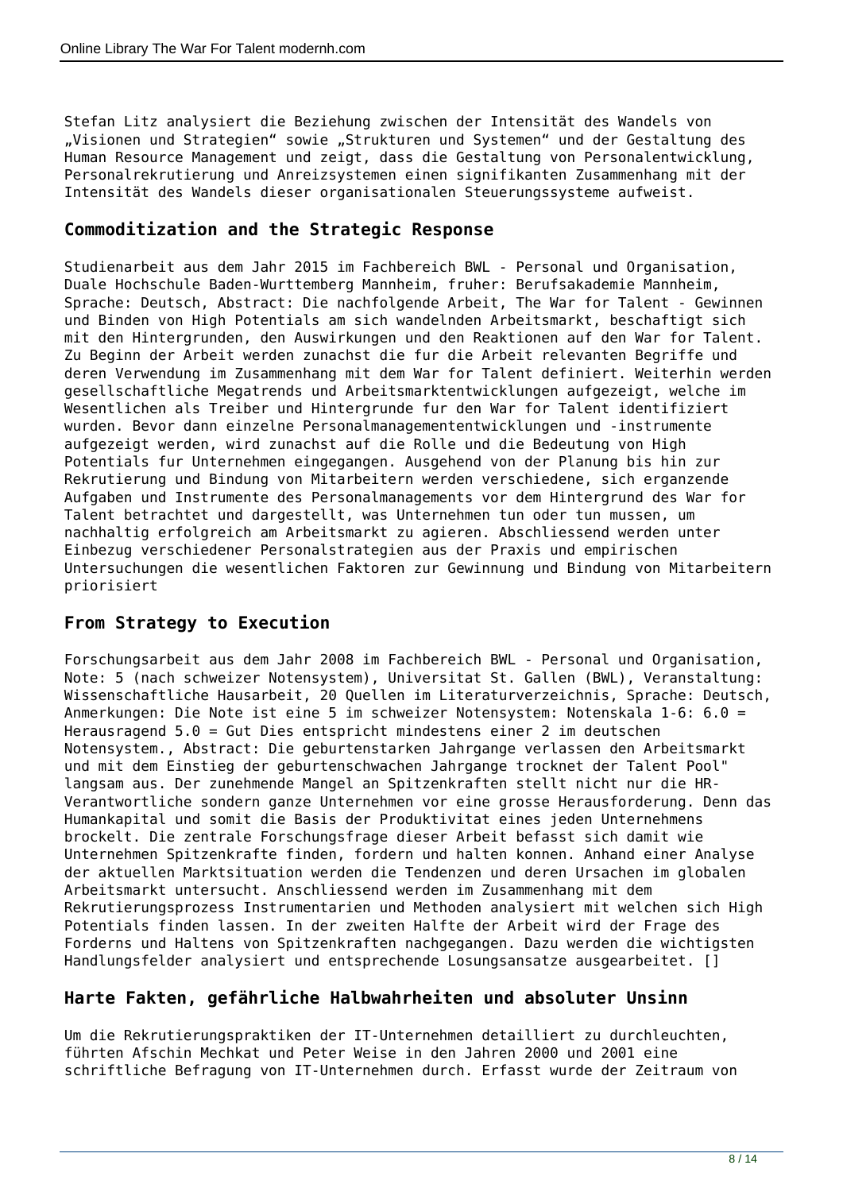Stefan Litz analysiert die Beziehung zwischen der Intensität des Wandels von „Visionen und Strategien“ sowie „Strukturen und Systemen“ und der Gestaltung des Human Resource Management und zeigt, dass die Gestaltung von Personalentwicklung, Personalrekrutierung und Anreizsystemen einen signifikanten Zusammenhang mit der Intensität des Wandels dieser organisationalen Steuerungssysteme aufweist.

## Commoditization and the Strategic Response

Studienarbeit aus dem Jahr 2015 im Fachbereich BWL - Personal und Organisation, Duale Hochschule Baden-Wurttemberg Mannheim, fruher: Berufsakademie Mannheim, Sprache: Deutsch, Abstract: Die nachfolgende Arbeit, The War for Talent - Gewinnen und Binden von High Potentials am sich wandelnden Arbeitsmarkt, beschaftigt sich mit den Hintergrunden, den Auswirkungen und den Reaktionen auf den War for Talent. Zu Beginn der Arbeit werden zunachst die fur die Arbeit relevanten Begriffe und deren Verwendung im Zusammenhang mit dem War for Talent definiert. Weiterhin werden gesellschaftliche Megatrends und Arbeitsmarktentwicklungen aufgezeigt, welche im Wesentlichen als Treiber und Hintergrunde fur den War for Talent identifiziert wurden. Bevor dann einzelne Personalmanagemententwicklungen und -instrumente aufgezeigt werden, wird zunachst auf die Rolle und die Bedeutung von High Potentials fur Unternehmen eingegangen. Ausgehend von der Planung bis hin zur Rekrutierung und Bindung von Mitarbeitern werden verschiedene, sich erganzende Aufgaben und Instrumente des Personalmanagements vor dem Hintergrund des War for Talent betrachtet und dargestellt, was Unternehmen tun oder tun mussen, um nachhaltig erfolgreich am Arbeitsmarkt zu agieren. Abschliessend werden unter Einbezug verschiedener Personalstrategien aus der Praxis und empirischen Untersuchungen die wesentlichen Faktoren zur Gewinnung und Bindung von Mitarbeitern priorisiert

## From Strategy to Execution

Forschungsarbeit aus dem Jahr 2008 im Fachbereich BWL - Personal und Organisation, Note: 5 (nach schweizer Notensystem), Universitat St. Gallen (BWL), Veranstaltung: Wissenschaftliche Hausarbeit, 20 Quellen im Literaturverzeichnis, Sprache: Deutsch, Anmerkungen: Die Note ist eine 5 im schweizer Notensystem: Notenskala 1-6: 6.0 = Herausragend 5.0 = Gut Dies entspricht mindestens einer 2 im deutschen Notensystem., Abstract: Die geburtenstarken Jahrgange verlassen den Arbeitsmarkt und mit dem Einstieg der geburtenschwachen Jahrgange trocknet der Talent Pool" langsam aus. Der zunehmende Mangel an Spitzenkraften stellt nicht nur die HR-Verantwortliche sondern ganze Unternehmen vor eine grosse Herausforderung. Denn das Humankapital und somit die Basis der Produktivitat eines jeden Unternehmens brockelt. Die zentrale Forschungsfrage dieser Arbeit befasst sich damit wie Unternehmen Spitzenkrafte finden, fordern und halten konnen. Anhand einer Analyse der aktuellen Marktsituation werden die Tendenzen und deren Ursachen im globalen Arbeitsmarkt untersucht. Anschliessend werden im Zusammenhang mit dem Rekrutierungsprozess Instrumentarien und Methoden analysiert mit welchen sich High Potentials finden lassen. In der zweiten Halfte der Arbeit wird der Frage des Forderns und Haltens von Spitzenkraften nachgegangen. Dazu werden die wichtigsten Handlungsfelder analysiert und entsprechende Losungsansatze ausgearbeitet. []

## Harte Fakten, gefährliche Halbwahrheiten und absoluter Unsinn

Um die Rekrutierungspraktiken der IT-Unternehmen detailliert zu durchleuchten, führten Afschin Mechkat und Peter Weise in den Jahren 2000 und 2001 eine schriftliche Befragung von IT-Unternehmen durch. Erfasst wurde der Zeitraum von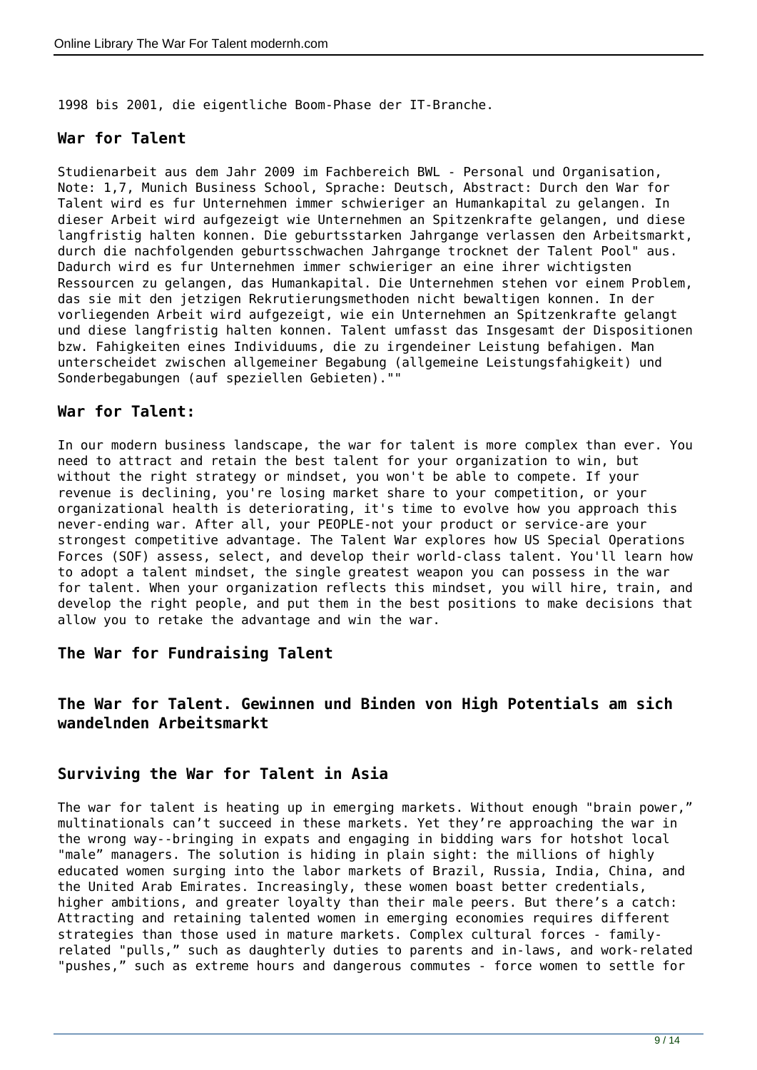1998 bis 2001, die eigentliche Boom-Phase der IT-Branche.

## War for Talent

Studienarbeit aus dem Jahr 2009 im Fachbereich BWL - Personal und Organisation, Note: 1,7, Munich Business School, Sprache: Deutsch, Abstract: Durch den War for Talent wird es fur Unternehmen immer schwieriger an Humankapital zu gelangen. In dieser Arbeit wird aufgezeigt wie Unternehmen an Spitzenkrafte gelangen, und diese langfristig halten konnen. Die geburtsstarken Jahrgange verlassen den Arbeitsmarkt, durch die nachfolgenden geburtsschwachen Jahrgange trocknet der Talent Pool" aus. Dadurch wird es fur Unternehmen immer schwieriger an eine ihrer wichtigsten Ressourcen zu gelangen, das Humankapital. Die Unternehmen stehen vor einem Problem, das sie mit den jetzigen Rekrutierungsmethoden nicht bewaltigen konnen. In der vorliegenden Arbeit wird aufgezeigt, wie ein Unternehmen an Spitzenkrafte gelangt und diese langfristig halten konnen. Talent umfasst das Insgesamt der Dispositionen bzw. Fahigkeiten eines Individuums, die zu irgendeiner Leistung befahigen. Man unterscheidet zwischen allgemeiner Begabung (allgemeine Leistungsfahigkeit) und Sonderbegabungen (auf speziellen Gebieten).""

## War for Talent:

In our modern business landscape, the war for talent is more complex than ever. You need to attract and retain the best talent for your organization to win, but without the right strategy or mindset, you won't be able to compete. If your revenue is declining, you're losing market share to your competition, or your organizational health is deteriorating, it's time to evolve how you approach this never-ending war. After all, your PEOPLE-not your product or service-are your strongest competitive advantage. The Talent War explores how US Special Operations Forces (SOF) assess, select, and develop their world-class talent. You'll learn how to adopt a talent mindset, the single greatest weapon you can possess in the war for talent. When your organization reflects this mindset, you will hire, train, and develop the right people, and put them in the best positions to make decisions that allow you to retake the advantage and win the war.

## The War for Fundraising Talent

## The War for Talent. Gewinnen und Binden von High Potentials am sich wandelnden Arbeitsmarkt

## Surviving the War for Talent in Asia

The war for talent is heating up in emerging markets. Without enough "brain power," multinationals can’t succeed in these markets. Yet they’re approaching the war in the wrong way--bringing in expats and engaging in bidding wars for hotshot local "male” managers. The solution is hiding in plain sight: the millions of highly educated women surging into the labor markets of Brazil, Russia, India, China, and the United Arab Emirates. Increasingly, these women boast better credentials, higher ambitions, and greater loyalty than their male peers. But there’s a catch: Attracting and retaining talented women in emerging economies requires different strategies than those used in mature markets. Complex cultural forces - family-related "pulls,” such as daughterly duties to parents and in-laws, and work-related "pushes,” such as extreme hours and dangerous commutes - force women to settle for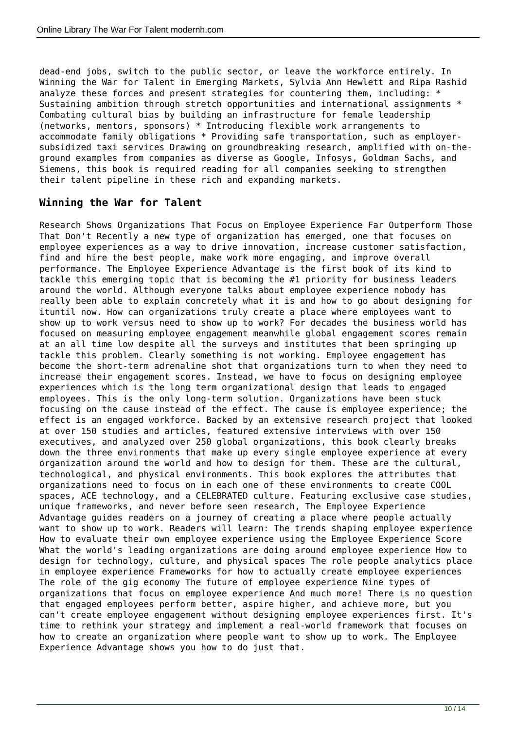dead-end jobs, switch to the public sector, or leave the workforce entirely. In Winning the War for Talent in Emerging Markets, Sylvia Ann Hewlett and Ripa Rashid analyze these forces and present strategies for countering them, including: * Sustaining ambition through stretch opportunities and international assignments * Combating cultural bias by building an infrastructure for female leadership (networks, mentors, sponsors) * Introducing flexible work arrangements to accommodate family obligations * Providing safe transportation, such as employer-subsidized taxi services Drawing on groundbreaking research, amplified with on-the-ground examples from companies as diverse as Google, Infosys, Goldman Sachs, and Siemens, this book is required reading for all companies seeking to strengthen their talent pipeline in these rich and expanding markets.

## Winning the War for Talent

Research Shows Organizations That Focus on Employee Experience Far Outperform Those That Don't Recently a new type of organization has emerged, one that focuses on employee experiences as a way to drive innovation, increase customer satisfaction, find and hire the best people, make work more engaging, and improve overall performance. The Employee Experience Advantage is the first book of its kind to tackle this emerging topic that is becoming the #1 priority for business leaders around the world. Although everyone talks about employee experience nobody has really been able to explain concretely what it is and how to go about designing for ituntil now. How can organizations truly create a place where employees want to show up to work versus need to show up to work? For decades the business world has focused on measuring employee engagement meanwhile global engagement scores remain at an all time low despite all the surveys and institutes that been springing up tackle this problem. Clearly something is not working. Employee engagement has become the short-term adrenaline shot that organizations turn to when they need to increase their engagement scores. Instead, we have to focus on designing employee experiences which is the long term organizational design that leads to engaged employees. This is the only long-term solution. Organizations have been stuck focusing on the cause instead of the effect. The cause is employee experience; the effect is an engaged workforce. Backed by an extensive research project that looked at over 150 studies and articles, featured extensive interviews with over 150 executives, and analyzed over 250 global organizations, this book clearly breaks down the three environments that make up every single employee experience at every organization around the world and how to design for them. These are the cultural, technological, and physical environments. This book explores the attributes that organizations need to focus on in each one of these environments to create COOL spaces, ACE technology, and a CELEBRATED culture. Featuring exclusive case studies, unique frameworks, and never before seen research, The Employee Experience Advantage guides readers on a journey of creating a place where people actually want to show up to work. Readers will learn: The trends shaping employee experience How to evaluate their own employee experience using the Employee Experience Score What the world's leading organizations are doing around employee experience How to design for technology, culture, and physical spaces The role people analytics place in employee experience Frameworks for how to actually create employee experiences The role of the gig economy The future of employee experience Nine types of organizations that focus on employee experience And much more! There is no question that engaged employees perform better, aspire higher, and achieve more, but you can't create employee engagement without designing employee experiences first. It's time to rethink your strategy and implement a real-world framework that focuses on how to create an organization where people want to show up to work. The Employee Experience Advantage shows you how to do just that.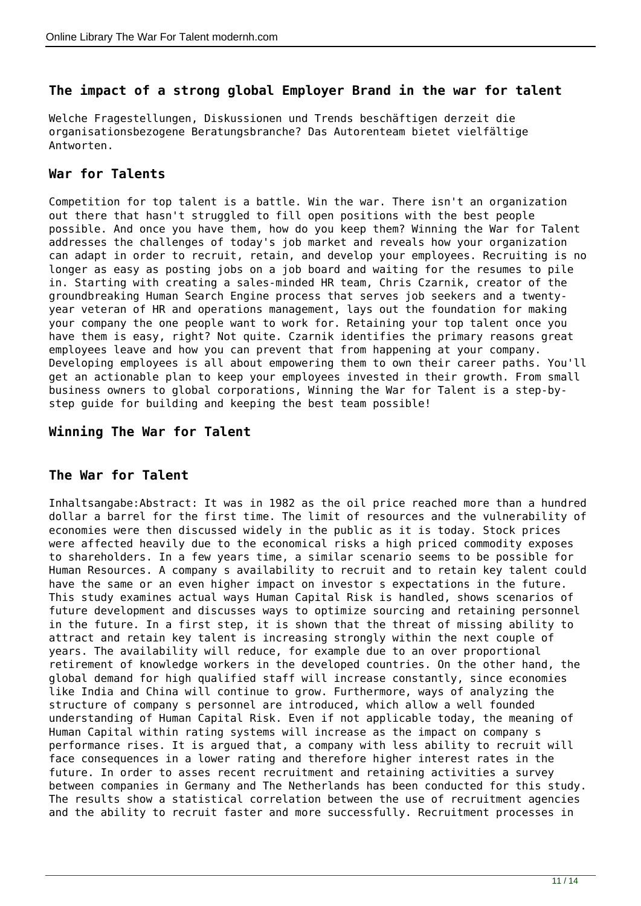## The impact of a strong global Employer Brand in the war for talent

Welche Fragestellungen, Diskussionen und Trends beschäftigen derzeit die organisationsbezogene Beratungsbranche? Das Autorenteam bietet vielfältige Antworten.

## War for Talents

Competition for top talent is a battle. Win the war. There isn't an organization out there that hasn't struggled to fill open positions with the best people possible. And once you have them, how do you keep them? Winning the War for Talent addresses the challenges of today's job market and reveals how your organization can adapt in order to recruit, retain, and develop your employees. Recruiting is no longer as easy as posting jobs on a job board and waiting for the resumes to pile in. Starting with creating a sales-minded HR team, Chris Czarnik, creator of the groundbreaking Human Search Engine process that serves job seekers and a twenty-year veteran of HR and operations management, lays out the foundation for making your company the one people want to work for. Retaining your top talent once you have them is easy, right? Not quite. Czarnik identifies the primary reasons great employees leave and how you can prevent that from happening at your company. Developing employees is all about empowering them to own their career paths. You'll get an actionable plan to keep your employees invested in their growth. From small business owners to global corporations, Winning the War for Talent is a step-by-step guide for building and keeping the best team possible!

## Winning The War for Talent

## The War for Talent

Inhaltsangabe:Abstract: It was in 1982 as the oil price reached more than a hundred dollar a barrel for the first time. The limit of resources and the vulnerability of economies were then discussed widely in the public as it is today. Stock prices were affected heavily due to the economical risks a high priced commodity exposes to shareholders. In a few years time, a similar scenario seems to be possible for Human Resources. A company s availability to recruit and to retain key talent could have the same or an even higher impact on investor s expectations in the future. This study examines actual ways Human Capital Risk is handled, shows scenarios of future development and discusses ways to optimize sourcing and retaining personnel in the future. In a first step, it is shown that the threat of missing ability to attract and retain key talent is increasing strongly within the next couple of years. The availability will reduce, for example due to an over proportional retirement of knowledge workers in the developed countries. On the other hand, the global demand for high qualified staff will increase constantly, since economies like India and China will continue to grow. Furthermore, ways of analyzing the structure of company s personnel are introduced, which allow a well founded understanding of Human Capital Risk. Even if not applicable today, the meaning of Human Capital within rating systems will increase as the impact on company s performance rises. It is argued that, a company with less ability to recruit will face consequences in a lower rating and therefore higher interest rates in the future. In order to asses recent recruitment and retaining activities a survey between companies in Germany and The Netherlands has been conducted for this study. The results show a statistical correlation between the use of recruitment agencies and the ability to recruit faster and more successfully. Recruitment processes in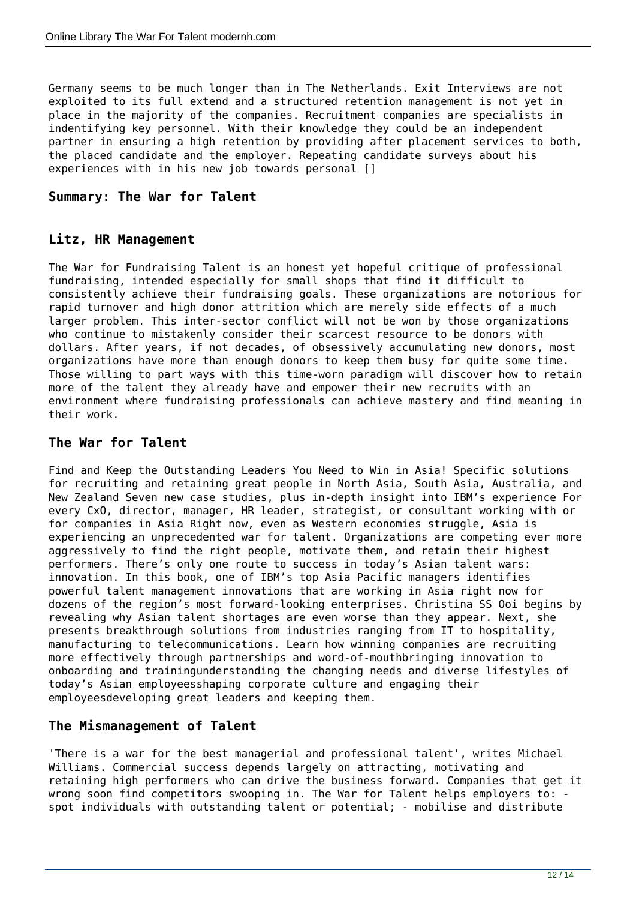Germany seems to be much longer than in The Netherlands. Exit Interviews are not exploited to its full extend and a structured retention management is not yet in place in the majority of the companies. Recruitment companies are specialists in indentifying key personnel. With their knowledge they could be an independent partner in ensuring a high retention by providing after placement services to both, the placed candidate and the employer. Repeating candidate surveys about his experiences with in his new job towards personal []

## Summary: The War for Talent

## Litz, HR Management

The War for Fundraising Talent is an honest yet hopeful critique of professional fundraising, intended especially for small shops that find it difficult to consistently achieve their fundraising goals. These organizations are notorious for rapid turnover and high donor attrition which are merely side effects of a much larger problem. This inter-sector conflict will not be won by those organizations who continue to mistakenly consider their scarcest resource to be donors with dollars. After years, if not decades, of obsessively accumulating new donors, most organizations have more than enough donors to keep them busy for quite some time. Those willing to part ways with this time-worn paradigm will discover how to retain more of the talent they already have and empower their new recruits with an environment where fundraising professionals can achieve mastery and find meaning in their work.

## The War for Talent

Find and Keep the Outstanding Leaders You Need to Win in Asia! Specific solutions for recruiting and retaining great people in North Asia, South Asia, Australia, and New Zealand Seven new case studies, plus in-depth insight into IBM's experience For every CxO, director, manager, HR leader, strategist, or consultant working with or for companies in Asia Right now, even as Western economies struggle, Asia is experiencing an unprecedented war for talent. Organizations are competing ever more aggressively to find the right people, motivate them, and retain their highest performers. There's only one route to success in today's Asian talent wars: innovation. In this book, one of IBM's top Asia Pacific managers identifies powerful talent management innovations that are working in Asia right now for dozens of the region's most forward-looking enterprises. Christina SS Ooi begins by revealing why Asian talent shortages are even worse than they appear. Next, she presents breakthrough solutions from industries ranging from IT to hospitality, manufacturing to telecommunications. Learn how winning companies are recruiting more effectively through partnerships and word-of-mouthbringing innovation to onboarding and trainingunderstanding the changing needs and diverse lifestyles of today's Asian employeesshaping corporate culture and engaging their employeesdeveloping great leaders and keeping them.

## The Mismanagement of Talent

'There is a war for the best managerial and professional talent', writes Michael Williams. Commercial success depends largely on attracting, motivating and retaining high performers who can drive the business forward. Companies that get it wrong soon find competitors swooping in. The War for Talent helps employers to: - spot individuals with outstanding talent or potential; - mobilise and distribute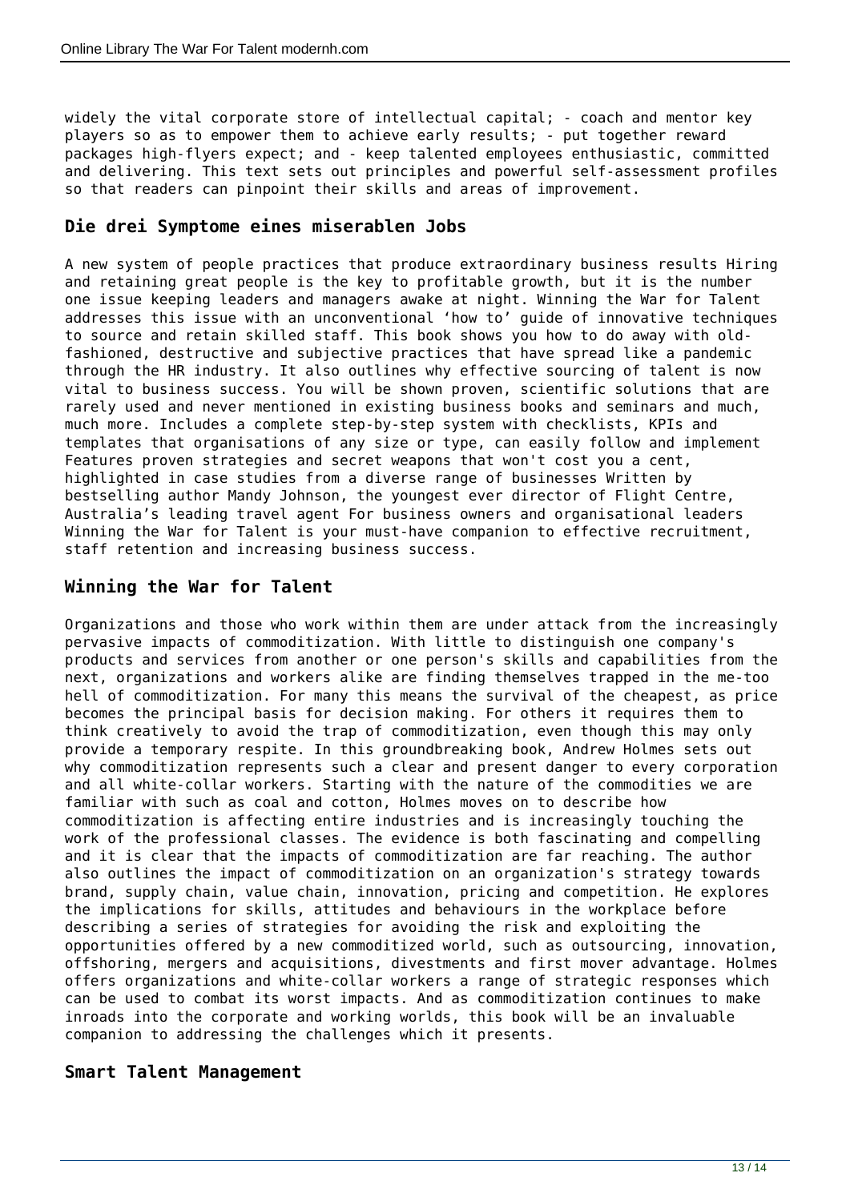widely the vital corporate store of intellectual capital; - coach and mentor key players so as to empower them to achieve early results; - put together reward packages high-flyers expect; and - keep talented employees enthusiastic, committed and delivering. This text sets out principles and powerful self-assessment profiles so that readers can pinpoint their skills and areas of improvement.

## Die drei Symptome eines miserablen Jobs

A new system of people practices that produce extraordinary business results Hiring and retaining great people is the key to profitable growth, but it is the number one issue keeping leaders and managers awake at night. Winning the War for Talent addresses this issue with an unconventional 'how to' guide of innovative techniques to source and retain skilled staff. This book shows you how to do away with old-fashioned, destructive and subjective practices that have spread like a pandemic through the HR industry. It also outlines why effective sourcing of talent is now vital to business success. You will be shown proven, scientific solutions that are rarely used and never mentioned in existing business books and seminars and much, much more. Includes a complete step-by-step system with checklists, KPIs and templates that organisations of any size or type, can easily follow and implement Features proven strategies and secret weapons that won't cost you a cent, highlighted in case studies from a diverse range of businesses Written by bestselling author Mandy Johnson, the youngest ever director of Flight Centre, Australia's leading travel agent For business owners and organisational leaders Winning the War for Talent is your must-have companion to effective recruitment, staff retention and increasing business success.

## Winning the War for Talent

Organizations and those who work within them are under attack from the increasingly pervasive impacts of commoditization. With little to distinguish one company's products and services from another or one person's skills and capabilities from the next, organizations and workers alike are finding themselves trapped in the me-too hell of commoditization. For many this means the survival of the cheapest, as price becomes the principal basis for decision making. For others it requires them to think creatively to avoid the trap of commoditization, even though this may only provide a temporary respite. In this groundbreaking book, Andrew Holmes sets out why commoditization represents such a clear and present danger to every corporation and all white-collar workers. Starting with the nature of the commodities we are familiar with such as coal and cotton, Holmes moves on to describe how commoditization is affecting entire industries and is increasingly touching the work of the professional classes. The evidence is both fascinating and compelling and it is clear that the impacts of commoditization are far reaching. The author also outlines the impact of commoditization on an organization's strategy towards brand, supply chain, value chain, innovation, pricing and competition. He explores the implications for skills, attitudes and behaviours in the workplace before describing a series of strategies for avoiding the risk and exploiting the opportunities offered by a new commoditized world, such as outsourcing, innovation, offshoring, mergers and acquisitions, divestments and first mover advantage. Holmes offers organizations and white-collar workers a range of strategic responses which can be used to combat its worst impacts. And as commoditization continues to make inroads into the corporate and working worlds, this book will be an invaluable companion to addressing the challenges which it presents.

## Smart Talent Management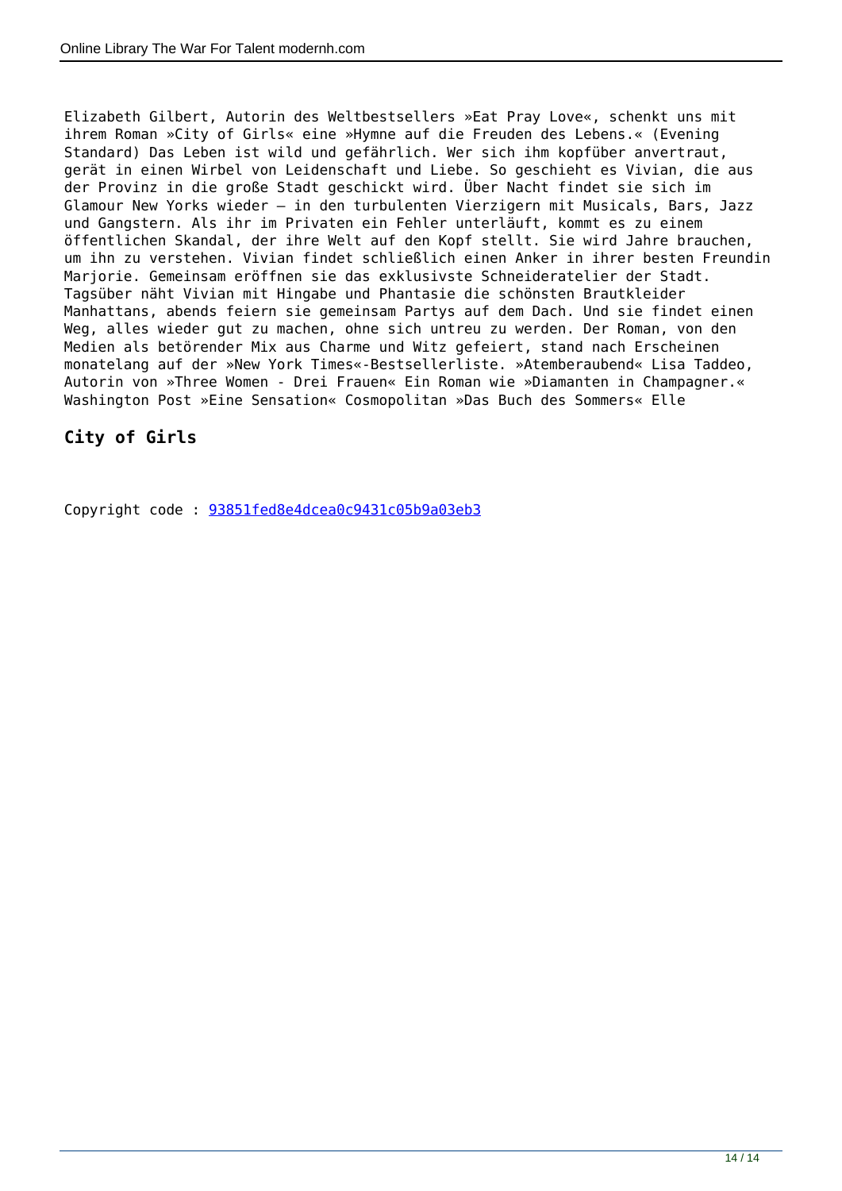Elizabeth Gilbert, Autorin des Weltbestsellers »Eat Pray Love«, schenkt uns mit ihrem Roman »City of Girls« eine »Hymne auf die Freuden des Lebens.« (Evening Standard) Das Leben ist wild und gefährlich. Wer sich ihm kopfüber anvertraut, gerät in einen Wirbel von Leidenschaft und Liebe. So geschieht es Vivian, die aus der Provinz in die große Stadt geschickt wird. Über Nacht findet sie sich im Glamour New Yorks wieder – in den turbulenten Vierzigern mit Musicals, Bars, Jazz und Gangstern. Als ihr im Privaten ein Fehler unterläuft, kommt es zu einem öffentlichen Skandal, der ihre Welt auf den Kopf stellt. Sie wird Jahre brauchen, um ihn zu verstehen. Vivian findet schließlich einen Anker in ihrer besten Freundin Marjorie. Gemeinsam eröffnen sie das exklusivste Schneideratelier der Stadt. Tagsüber näht Vivian mit Hingabe und Phantasie die schönsten Brautkleider Manhattans, abends feiern sie gemeinsam Partys auf dem Dach. Und sie findet einen Weg, alles wieder gut zu machen, ohne sich untreu zu werden. Der Roman, von den Medien als betörender Mix aus Charme und Witz gefeiert, stand nach Erscheinen monatelang auf der »New York Times«-Bestsellerliste. »Atemberaubend« Lisa Taddeo, Autorin von »Three Women - Drei Frauen« Ein Roman wie »Diamanten in Champagner.« Washington Post »Eine Sensation« Cosmopolitan »Das Buch des Sommers« Elle

**City of Girls**

Copyright code : 93851fed8e4dcea0c9431c05b9a03eb3